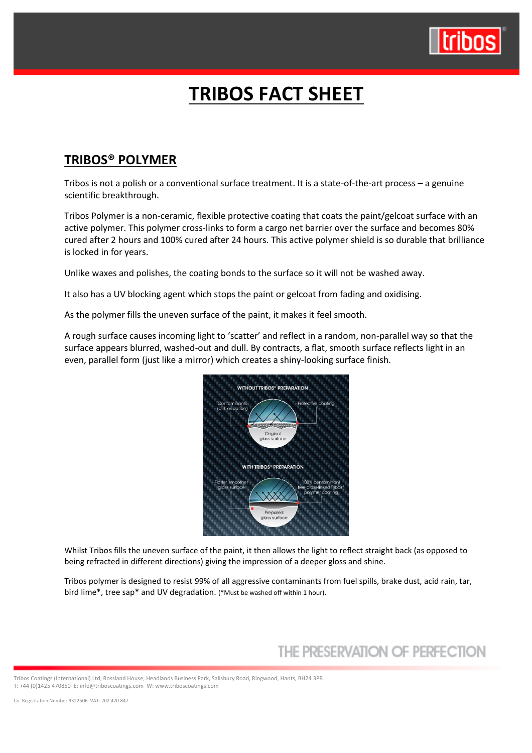# TRIBOS FACT SHEET

## TRIBOS® POLYMER

Tribos is not a polish or a conventional surface treatment. It is a state-of-the-art process – a genuine scientific breakthrough.

Tribos Polymer is a non-ceramic, flexible protective coating that coats the paint/gelcoat surface with an active polymer. This polymer cross-links to form a cargo net barrier over the surface and becomes 80% cured after 2 hours and 100% cured after 24 hours. This active polymer shield is so durable that brilliance is locked in for years.

Unlike waxes and polishes, the coating bonds to the surface so it will not be washed away.

It also has a UV blocking agent which stops the paint or gelcoat from fading and oxidising.

As the polymer fills the uneven surface of the paint, it makes it feel smooth.

A rough surface causes incoming light to 'scatter' and reflect in a random, non-parallel way so that the surface appears blurred, washed-out and dull. By contracts, a flat, smooth surface reflects light in an even, parallel form (just like a mirror) which creates a shiny-looking surface finish.

WITHOUT TRIBOS® PREPARATION

Contaminants (dirt, oxidation)

Protective coating

Original gloss surface

WITH TRIBOS® PREPARATION

Flatter, smoother gloss surface

100% contaminant free cross-linked Tribos® polymer coating

Prepared gloss surface

Whilst Tribos fills the uneven surface of the paint, it then allows the light to reflect straight back (as opposed to being refracted in different directions) giving the impression of a deeper gloss and shine.

Tribos polymer is designed to resist 99% of all aggressive contaminants from fuel spills, brake dust, acid rain, tar, bird lime*, tree sap* and UV degradation. (*Must be washed off within 1 hour).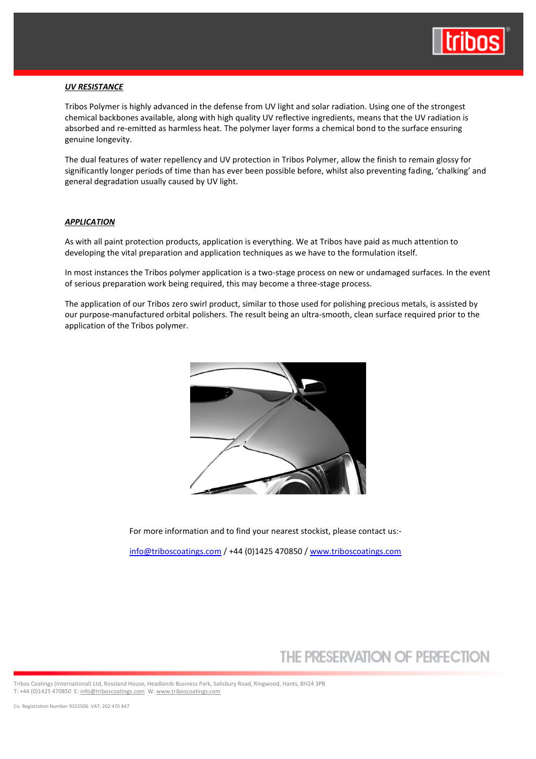## ***UV RESISTANCE***

Tribos Polymer is highly advanced in the defense from UV light and solar radiation. Using one of the strongest chemical backbones available, along with high quality UV reflective ingredients, means that the UV radiation is absorbed and re-emitted as harmless heat. The polymer layer forms a chemical bond to the surface ensuring genuine longevity.

The dual features of water repellency and UV protection in Tribos Polymer, allow the finish to remain glossy for significantly longer periods of time than has ever been possible before, whilst also preventing fading, 'chalking' and general degradation usually caused by UV light.

## ***APPLICATION***

As with all paint protection products, application is everything. We at Tribos have paid as much attention to developing the vital preparation and application techniques as we have to the formulation itself.

In most instances the Tribos polymer application is a two-stage process on new or undamaged surfaces. In the event of serious preparation work being required, this may become a three-stage process.

The application of our Tribos zero swirl product, similar to those used for polishing precious metals, is assisted by our purpose-manufactured orbital polishers. The result being an ultra-smooth, clean surface required prior to the application of the Tribos polymer.

For more information and to find your nearest stockist, please contact us:-

info@triboscoatings.com / +44 (0)1425 470850 / www.triboscoatings.com

THE PRESERVATION OF PERFECTION

Tribos Coatings (International) Ltd, Rossland House, Headlands Business Park, Salisbury Road, Ringwood, Hants, BH24 3PB
T: +44 (0)1425 470850 E: info@triboscoatings.com W: www.triboscoatings.com

Co. Registration Number 9322506 VAT: 202 470 847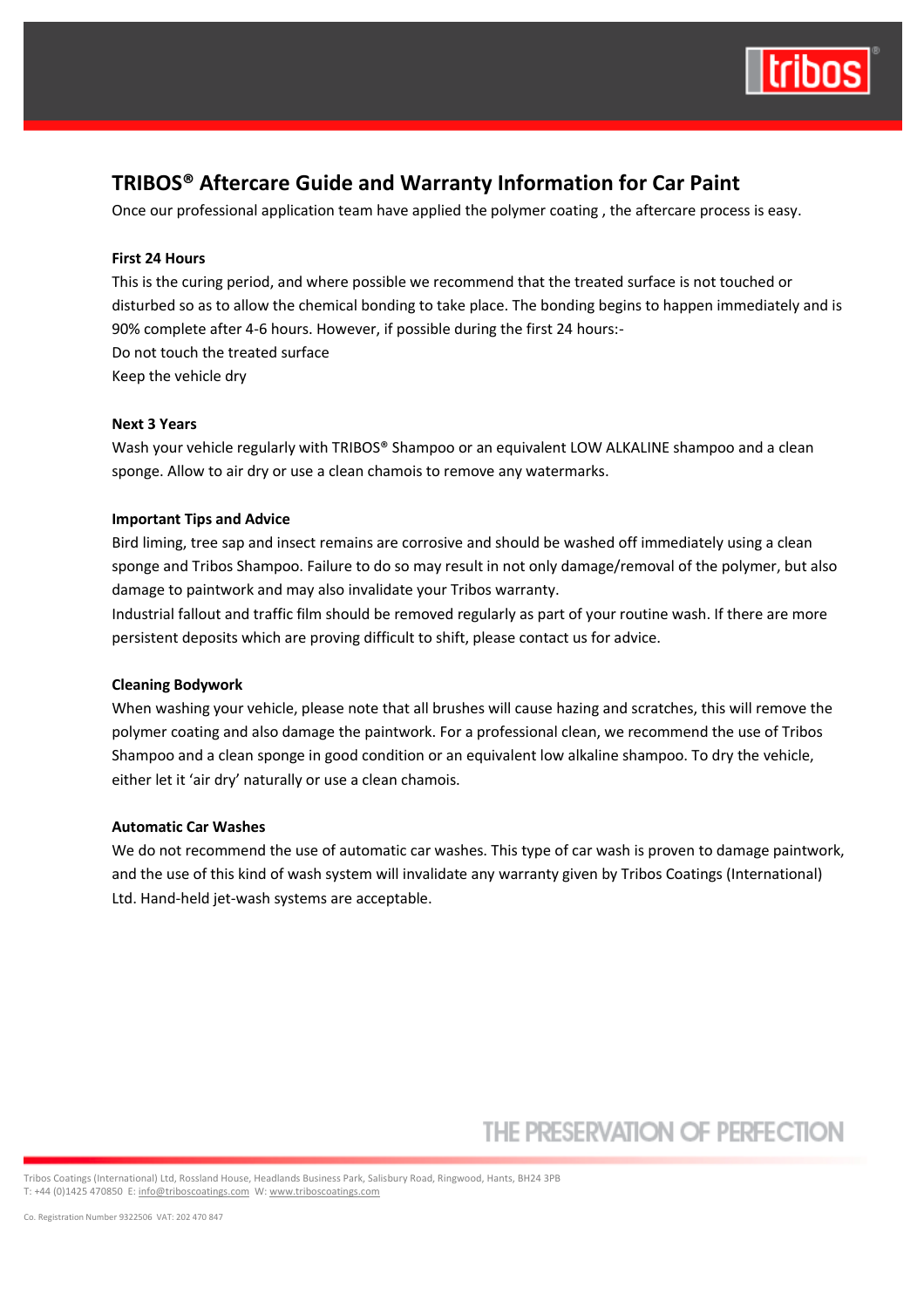# TRIBOS® Aftercare Guide and Warranty Information for Car Paint

Once our professional application team have applied the polymer coating , the aftercare process is easy.

**First 24 Hours**

This is the curing period, and where possible we recommend that the treated surface is not touched or disturbed so as to allow the chemical bonding to take place. The bonding begins to happen immediately and is 90% complete after 4-6 hours. However, if possible during the first 24 hours:-

Do not touch the treated surface

Keep the vehicle dry

**Next 3 Years**

Wash your vehicle regularly with TRIBOS® Shampoo or an equivalent LOW ALKALINE shampoo and a clean sponge. Allow to air dry or use a clean chamois to remove any watermarks.

**Important Tips and Advice**

Bird liming, tree sap and insect remains are corrosive and should be washed off immediately using a clean sponge and Tribos Shampoo. Failure to do so may result in not only damage/removal of the polymer, but also damage to paintwork and may also invalidate your Tribos warranty.

Industrial fallout and traffic film should be removed regularly as part of your routine wash. If there are more persistent deposits which are proving difficult to shift, please contact us for advice.

**Cleaning Bodywork**

When washing your vehicle, please note that all brushes will cause hazing and scratches, this will remove the polymer coating and also damage the paintwork. For a professional clean, we recommend the use of Tribos Shampoo and a clean sponge in good condition or an equivalent low alkaline shampoo. To dry the vehicle, either let it 'air dry' naturally or use a clean chamois.

**Automatic Car Washes**

We do not recommend the use of automatic car washes. This type of car wash is proven to damage paintwork, and the use of this kind of wash system will invalidate any warranty given by Tribos Coatings (International) Ltd. Hand-held jet-wash systems are acceptable.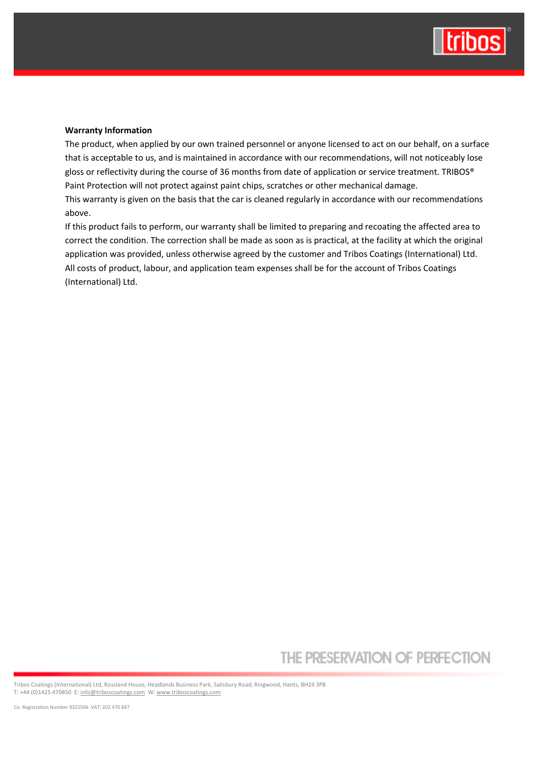**Warranty Information**

The product, when applied by our own trained personnel or anyone licensed to act on our behalf, on a surface that is acceptable to us, and is maintained in accordance with our recommendations, will not noticeably lose gloss or reflectivity during the course of 36 months from date of application or service treatment. TRIBOS® Paint Protection will not protect against paint chips, scratches or other mechanical damage.

This warranty is given on the basis that the car is cleaned regularly in accordance with our recommendations above.

If this product fails to perform, our warranty shall be limited to preparing and recoating the affected area to correct the condition. The correction shall be made as soon as is practical, at the facility at which the original application was provided, unless otherwise agreed by the customer and Tribos Coatings (International) Ltd. All costs of product, labour, and application team expenses shall be for the account of Tribos Coatings (International) Ltd.